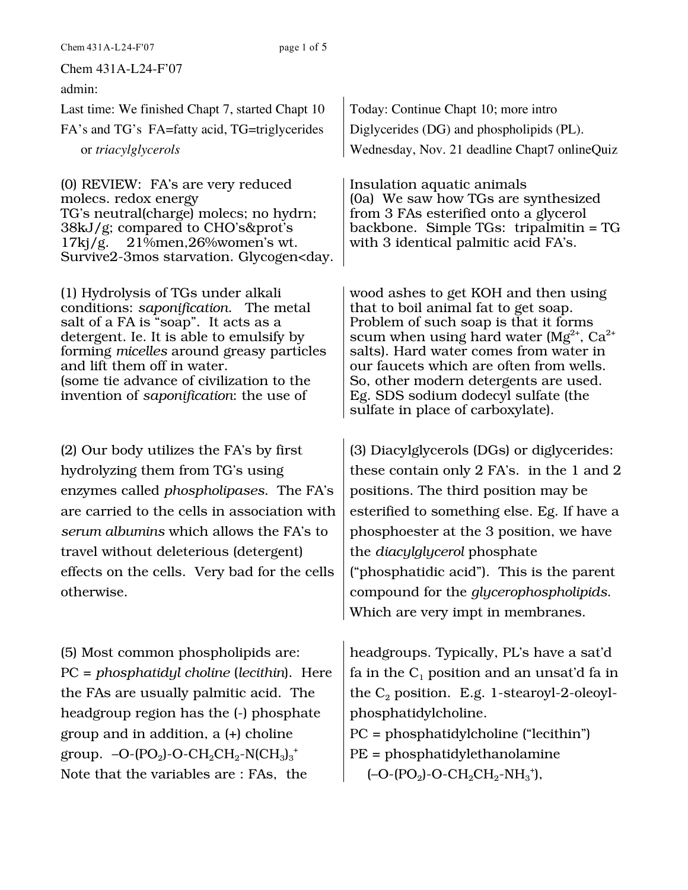Chem 431A-L24-F'07

admin:

Last time: We finished Chapt 7, started Chapt 10

FA's and TG's FA=fatty acid, TG=triglycerides or *triacylglycerols*

Today: Continue Chapt 10; more intro

Diglycerides (DG) and phospholipids (PL).

Wednesday, Nov. 21 deadline Chapt7 onlineQuiz

(0) REVIEW: FA's are very reduced molecs. redox energy
TG's neutral(charge) molecs; no hydrn; 38kJ/g; compared to CHO's&prot's 17kj/g. 21%men,26%women's wt. Survive2-3mos starvation. Glycogen<day.
Insulation aquatic animals

(0a) We saw how TGs are synthesized from 3 FAs esterified onto a glycerol backbone. Simple TGs: tripalmitin = TG with 3 identical palmitic acid FA's.

(1) Hydrolysis of TGs under alkali conditions: *saponification*. The metal salt of a FA is "soap". It acts as a detergent. Ie. It is able to emulsify by forming *micelles* around greasy particles and lift them off in water.
(some tie advance of civilization to the invention of *saponification*: the use of wood ashes to get KOH and then using that to boil animal fat to get soap. Problem of such soap is that it forms scum when using hard water ($Mg^{2+}$, $Ca^{2+}$ salts). Hard water comes from water in our faucets which are often from wells. So, other modern detergents are used. Eg. SDS sodium dodecyl sulfate (the sulfate in place of carboxylate).

(2) Our body utilizes the FA's by first hydrolyzing them from TG's using enzymes called *phospholipases*. The FA's are carried to the cells in association with *serum albumins* which allows the FA's to travel without deleterious (detergent) effects on the cells. Very bad for the cells otherwise.

(3) Diacylglycerols (DGs) or diglycerides: these contain only 2 FA's. in the 1 and 2 positions. The third position may be esterified to something else. Eg. If have a phosphoester at the 3 position, we have the *diacylglycerol* phosphate ("phosphatidic acid"). This is the parent compound for the *glycerophospholipids*. Which are very impt in membranes.

(5) Most common phospholipids are:
PC = *phosphatidyl choline* (*lecithin*). Here the FAs are usually palmitic acid. The headgroup region has the (-) phosphate group and in addition, a (+) choline group. $–O-(PO_2)-O-CH_2CH_2-N(CH_3)_3^+$
Note that the variables are : FAs, the headgroups. Typically, PL's have a sat'd fa in the $C_1$ position and an unsat'd fa in the $C_2$ position. E.g. 1-stearoyl-2-oleoyl-phosphatidylcholine.

PC = phosphatidylcholine ("lecithin")

PE = phosphatidylethanolamine ($–O-(PO_2)-O-CH_2CH_2-NH_3^+$),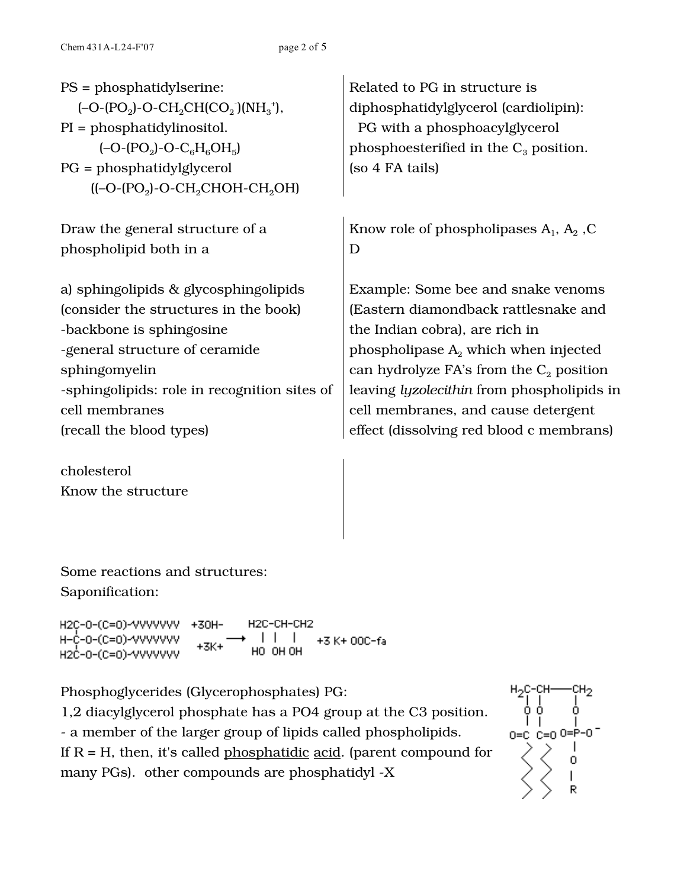PS = phosphatidylserine:
$(–O-(PO_2)-O-CH_2CH(CO_2^-)(NH_3^+)$,

PI = phosphatidylinositol.
$(–O-(PO_2)-O-C_6H_6OH_5)$

PG = phosphatidylglycerol
$((–O-(PO_2)-O-CH_2CHOH-CH_2OH)$

Related to PG in structure is diphosphatidylglycerol (cardiolipin):
PG with a phosphoacylglycerol phosphoesterified in the $C_3$ position.
(so 4 FA tails)

Draw the general structure of a phospholipid both in a

a) sphingolipids & glycosphingolipids (consider the structures in the book)
-backbone is sphingosine
-general structure of ceramide sphingomyelin
-sphingolipids: role in recognition sites of cell membranes
(recall the blood types)

Know role of phospholipases $A_1$, $A_2$ ,C D

Example: Some bee and snake venoms (Eastern diamondback rattlesnake and the Indian cobra), are rich in phospholipase $A_2$ which when injected can hydrolyze FA's from the $C_2$ position leaving *lyzolecithin* from phospholipids in cell membranes, and cause detergent effect (dissolving red blood c membrans)

cholesterol
Know the structure

Some reactions and structures:
Saponification:

```
H2C-O-(C=O)-VVVVVVV   +3OH-       H2C-CH-CH2
H-C-O-(C=O)-VVVVVVV         --->   |   |   |     +3 K+ OOC-fa
H2C-O-(C=O)-VVVVVVV   +3K+        HO  OH  OH
```

Phosphoglycerides (Glycerophosphates) PG:
1,2 diacylglycerol phosphate has a PO4 group at the C3 position.
- a member of the larger group of lipids called phospholipids.
If R = H, then, it's called <u>phosphatidic acid</u>. (parent compound for many PGs). other compounds are phosphatidyl -X

```
H2C-CH----CH2
 |   |     |
 O   O     O
 |   |     |
O=C C=O O=P-O-
 >   >     |
 <   <     O
 >   >     |
 <   <     R
```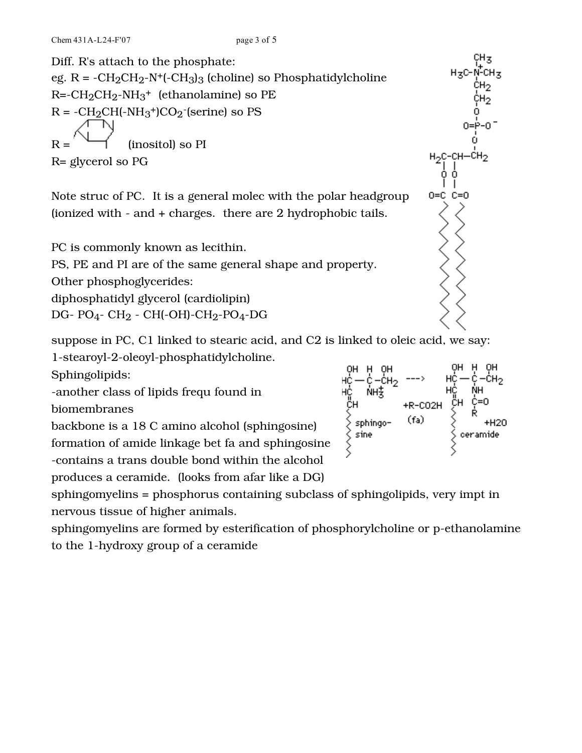Diff. R's attach to the phosphate:

eg. R = $-CH_2CH_2-N^+(-CH_3)_3$ (choline) so Phosphatidylcholine

R= $-CH_2CH_2-NH_3^+$ (ethanolamine) so PE

R = $-CH_2CH(-NH_3^+)CO_2^-$(serine) so PS

R = (inositol) so PI

R= glycerol so PG

Note struc of PC. It is a general molec with the polar headgroup (ionized with - and + charges. there are 2 hydrophobic tails.

PC is commonly known as lecithin.

PS, PE and PI are of the same general shape and property.

Other phosphoglycerides:

diphosphatidyl glycerol (cardiolipin)

DG- $PO_4$- $CH_2$ - CH(-OH)-$CH_2$-$PO_4$-DG

suppose in PC, C1 linked to stearic acid, and C2 is linked to oleic acid, we say: 1-stearoyl-2-oleoyl-phosphatidylcholine.

Sphingolipids:

-another class of lipids frequ found in biomembranes

backbone is a 18 C amino alcohol (sphingosine)

formation of amide linkage bet fa and sphingosine

-contains a trans double bond within the alcohol

produces a ceramide. (looks from afar like a DG)

sphingomyelins = phosphorus containing subclass of sphingolipids, very impt in nervous tissue of higher animals.

sphingomyelins are formed by esterification of phosphorylcholine or p-ethanolamine to the 1-hydroxy group of a ceramide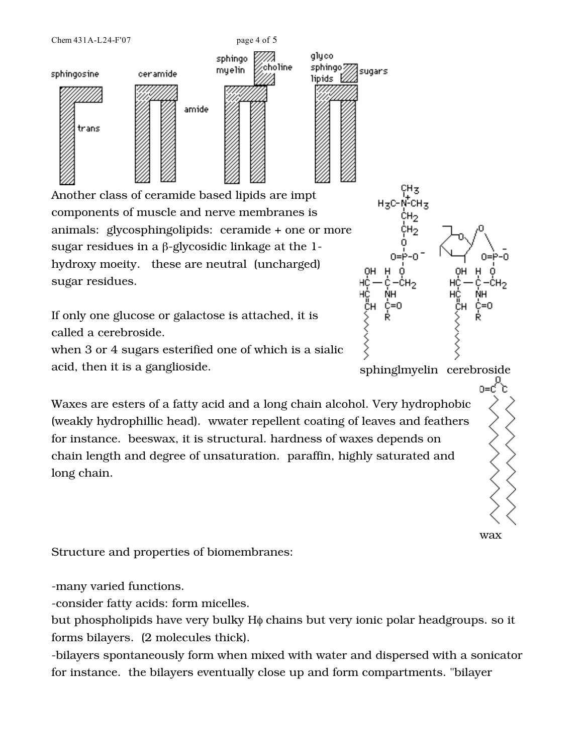Another class of ceramide based lipids are impt components of muscle and nerve membranes is animals: glycosphingolipids: ceramide + one or more sugar residues in a β-glycosidic linkage at the 1-hydroxy moeity. these are neutral (uncharged) sugar residues.

If only one glucose or galactose is attached, it is called a cerebroside.
when 3 or 4 sugars esterified one of which is a sialic acid, then it is a ganglioside.

sphinglmyelin cerebroside

Waxes are esters of a fatty acid and a long chain alcohol. Very hydrophobic (weakly hydrophillic head). wwater repellent coating of leaves and feathers for instance. beeswax, it is structural. hardness of waxes depends on chain length and degree of unsaturation. paraffin, highly saturated and long chain.

wax

Structure and properties of biomembranes:

-many varied functions.
-consider fatty acids: form micelles.
but phospholipids have very bulky Hϕ chains but very ionic polar headgroups. so it forms bilayers. (2 molecules thick).
-bilayers spontaneously form when mixed with water and dispersed with a sonicator for instance. the bilayers eventually close up and form compartments. "bilayer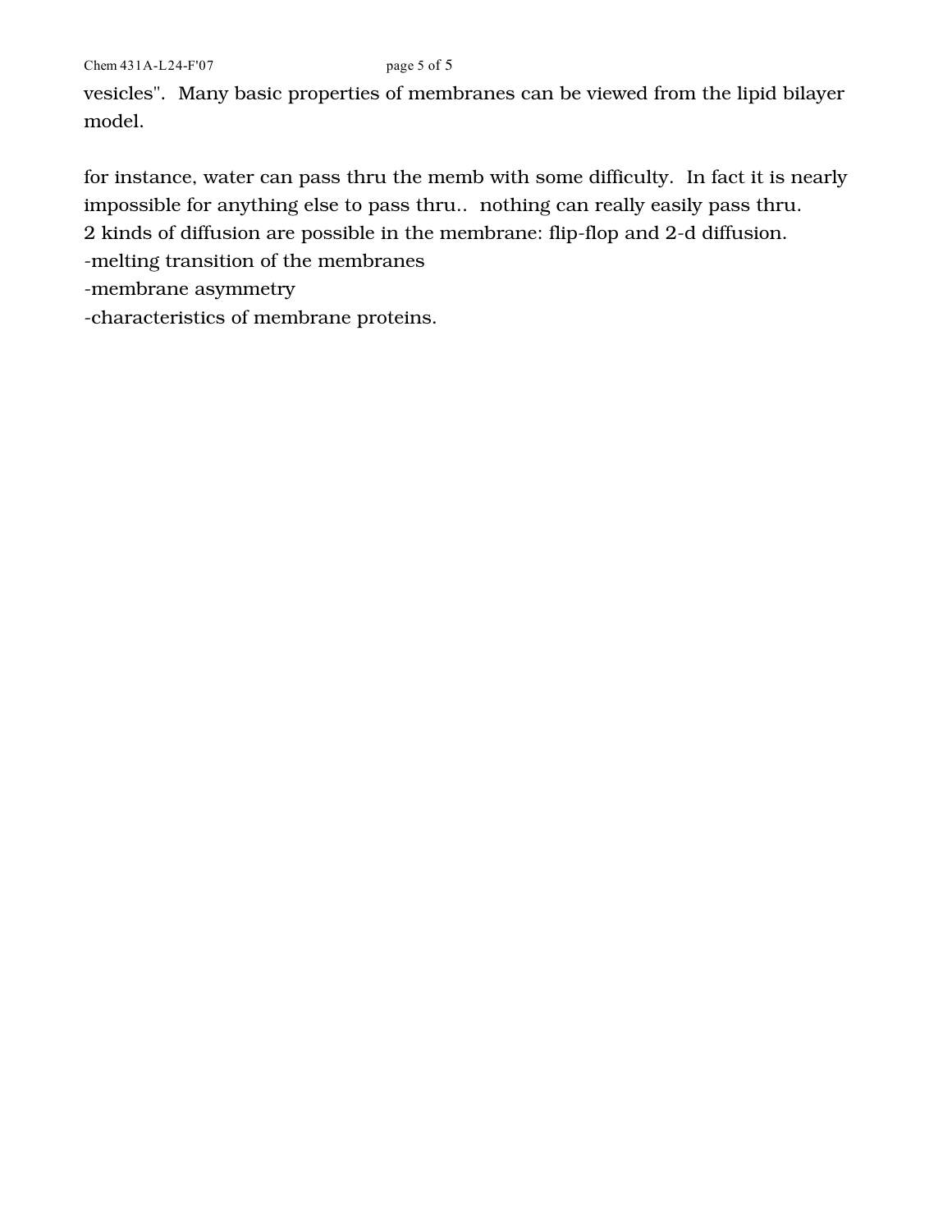vesicles".  Many basic properties of membranes can be viewed from the lipid bilayer model.

for instance, water can pass thru the memb with some difficulty.  In fact it is nearly impossible for anything else to pass thru..  nothing can really easily pass thru.
2 kinds of diffusion are possible in the membrane: flip-flop and 2-d diffusion.
-melting transition of the membranes
-membrane asymmetry
-characteristics of membrane proteins.